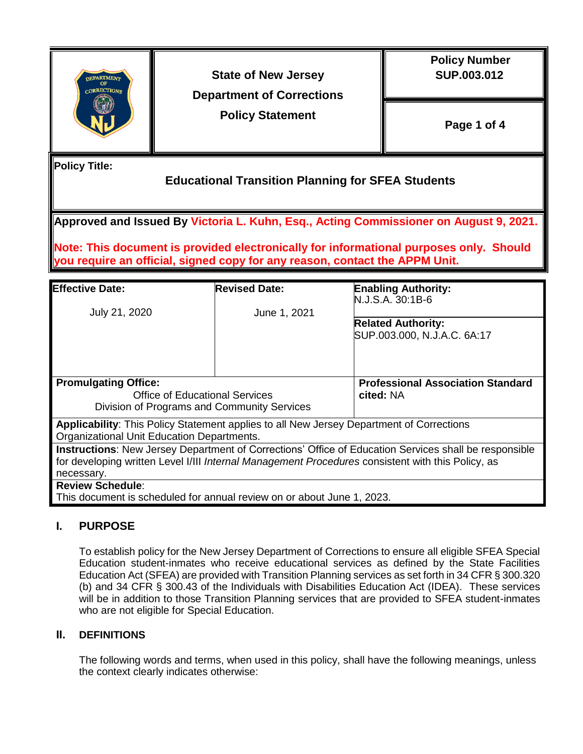| | State of New Jersey<br>Department of Corrections<br>Policy Statement | Policy Number<br>SUP.003.012 |
|---|---|---|

**Policy Title:**

**Educational Transition Planning for SFEA Students**

**Approved and Issued By Victoria L. Kuhn, Esq., Acting Commissioner on August 9, 2021.**

**Note: This document is provided electronically for informational purposes only. Should you require an official, signed copy for any reason, contact the APPM Unit.**

| **Effective Date:** | **Revised Date:** | **Enabling Authority:** |
|---|---|---|
| July 21, 2020 | June 1, 2021 | N.J.S.A. 30:1B-6<br>**Related Authority:**<br>SUP.003.000, N.J.A.C. 6A:17 |
| **Promulgating Office:**<br>Office of Educational Services<br>Division of Programs and Community Services | | **Professional Association Standard cited:** NA |
| **Applicability**: This Policy Statement applies to all New Jersey Department of Corrections Organizational Unit Education Departments. | | |
| **Instructions**: New Jersey Department of Corrections' Office of Education Services shall be responsible for developing written Level I/III *Internal Management Procedures* consistent with this Policy, as necessary. | | |
| **Review Schedule**:<br>This document is scheduled for annual review on or about June 1, 2023. | | |

## I. PURPOSE

To establish policy for the New Jersey Department of Corrections to ensure all eligible SFEA Special Education student-inmates who receive educational services as defined by the State Facilities Education Act (SFEA) are provided with Transition Planning services as set forth in 34 CFR § 300.320 (b) and 34 CFR § 300.43 of the Individuals with Disabilities Education Act (IDEA). These services will be in addition to those Transition Planning services that are provided to SFEA student-inmates who are not eligible for Special Education.

## II. DEFINITIONS

The following words and terms, when used in this policy, shall have the following meanings, unless the context clearly indicates otherwise: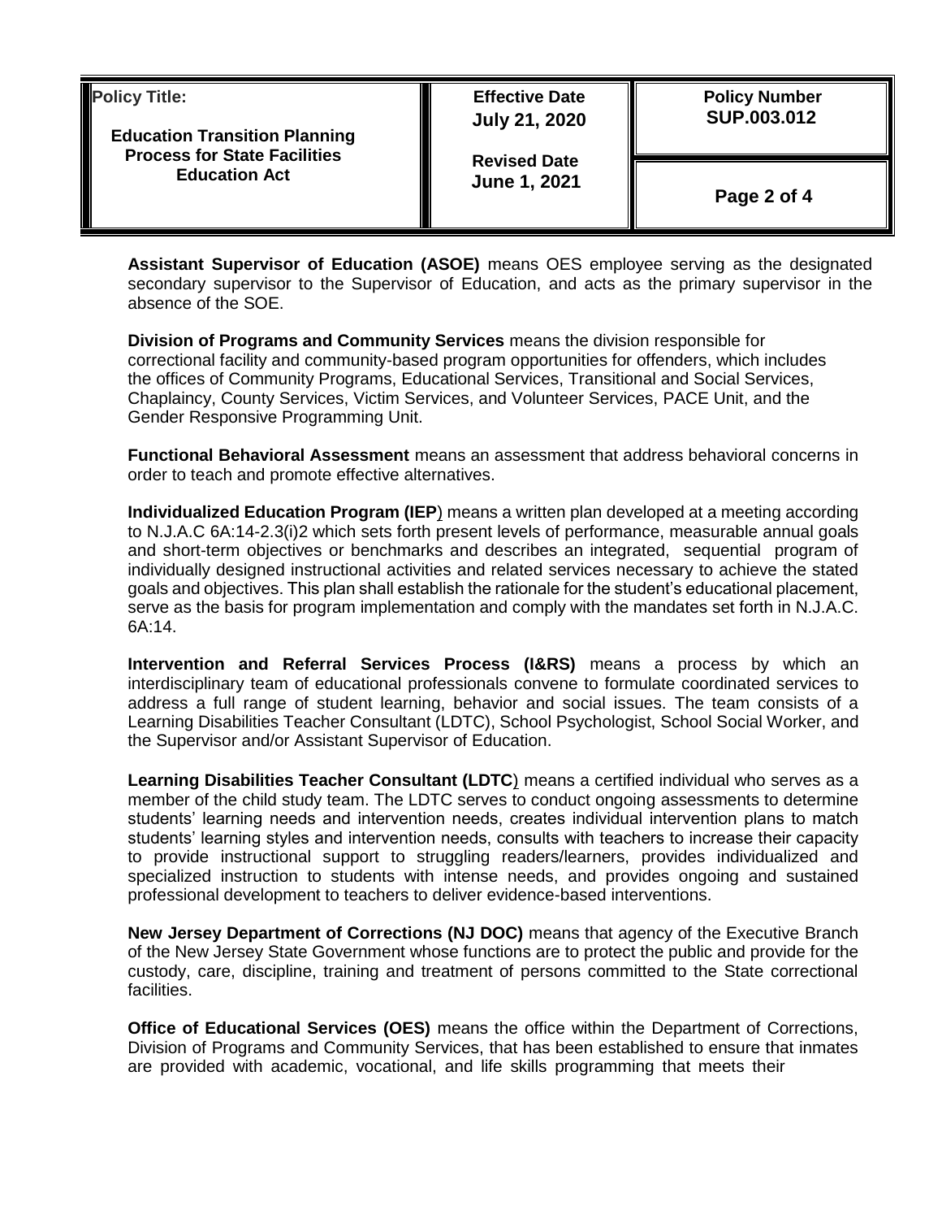**Assistant Supervisor of Education (ASOE)** means OES employee serving as the designated secondary supervisor to the Supervisor of Education, and acts as the primary supervisor in the absence of the SOE.

**Division of Programs and Community Services** means the division responsible for correctional facility and community-based program opportunities for offenders, which includes the offices of Community Programs, Educational Services, Transitional and Social Services, Chaplaincy, County Services, Victim Services, and Volunteer Services, PACE Unit, and the Gender Responsive Programming Unit.

**Functional Behavioral Assessment** means an assessment that address behavioral concerns in order to teach and promote effective alternatives.

**Individualized Education Program (IEP**) means a written plan developed at a meeting according to N.J.A.C 6A:14-2.3(i)2 which sets forth present levels of performance, measurable annual goals and short-term objectives or benchmarks and describes an integrated, sequential program of individually designed instructional activities and related services necessary to achieve the stated goals and objectives. This plan shall establish the rationale for the student's educational placement, serve as the basis for program implementation and comply with the mandates set forth in N.J.A.C. 6A:14.

**Intervention and Referral Services Process (I&RS)** means a process by which an interdisciplinary team of educational professionals convene to formulate coordinated services to address a full range of student learning, behavior and social issues. The team consists of a Learning Disabilities Teacher Consultant (LDTC), School Psychologist, School Social Worker, and the Supervisor and/or Assistant Supervisor of Education.

**Learning Disabilities Teacher Consultant (LDTC**) means a certified individual who serves as a member of the child study team. The LDTC serves to conduct ongoing assessments to determine students' learning needs and intervention needs, creates individual intervention plans to match students' learning styles and intervention needs, consults with teachers to increase their capacity to provide instructional support to struggling readers/learners, provides individualized and specialized instruction to students with intense needs, and provides ongoing and sustained professional development to teachers to deliver evidence-based interventions.

**New Jersey Department of Corrections (NJ DOC)** means that agency of the Executive Branch of the New Jersey State Government whose functions are to protect the public and provide for the custody, care, discipline, training and treatment of persons committed to the State correctional facilities.

**Office of Educational Services (OES)** means the office within the Department of Corrections, Division of Programs and Community Services, that has been established to ensure that inmates are provided with academic, vocational, and life skills programming that meets their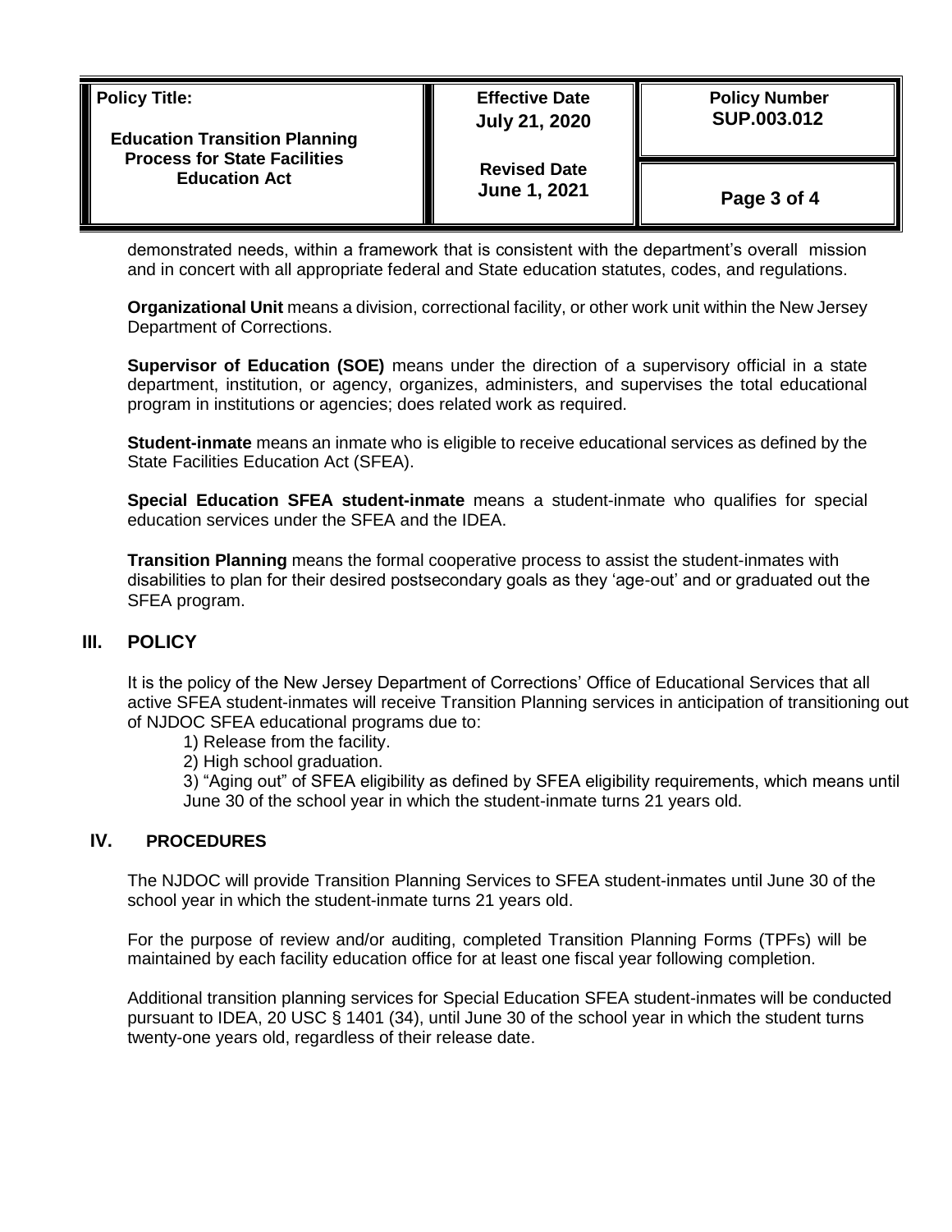demonstrated needs, within a framework that is consistent with the department's overall mission and in concert with all appropriate federal and State education statutes, codes, and regulations.

**Organizational Unit** means a division, correctional facility, or other work unit within the New Jersey Department of Corrections.

**Supervisor of Education (SOE)** means under the direction of a supervisory official in a state department, institution, or agency, organizes, administers, and supervises the total educational program in institutions or agencies; does related work as required.

**Student-inmate** means an inmate who is eligible to receive educational services as defined by the State Facilities Education Act (SFEA).

**Special Education SFEA student-inmate** means a student-inmate who qualifies for special education services under the SFEA and the IDEA.

**Transition Planning** means the formal cooperative process to assist the student-inmates with disabilities to plan for their desired postsecondary goals as they 'age-out' and or graduated out the SFEA program.

## III. POLICY

It is the policy of the New Jersey Department of Corrections' Office of Educational Services that all active SFEA student-inmates will receive Transition Planning services in anticipation of transitioning out of NJDOC SFEA educational programs due to:

1) Release from the facility.
2) High school graduation.
3) "Aging out" of SFEA eligibility as defined by SFEA eligibility requirements, which means until June 30 of the school year in which the student-inmate turns 21 years old.

## IV. PROCEDURES

The NJDOC will provide Transition Planning Services to SFEA student-inmates until June 30 of the school year in which the student-inmate turns 21 years old.

For the purpose of review and/or auditing, completed Transition Planning Forms (TPFs) will be maintained by each facility education office for at least one fiscal year following completion.

Additional transition planning services for Special Education SFEA student-inmates will be conducted pursuant to IDEA, 20 USC § 1401 (34), until June 30 of the school year in which the student turns twenty-one years old, regardless of their release date.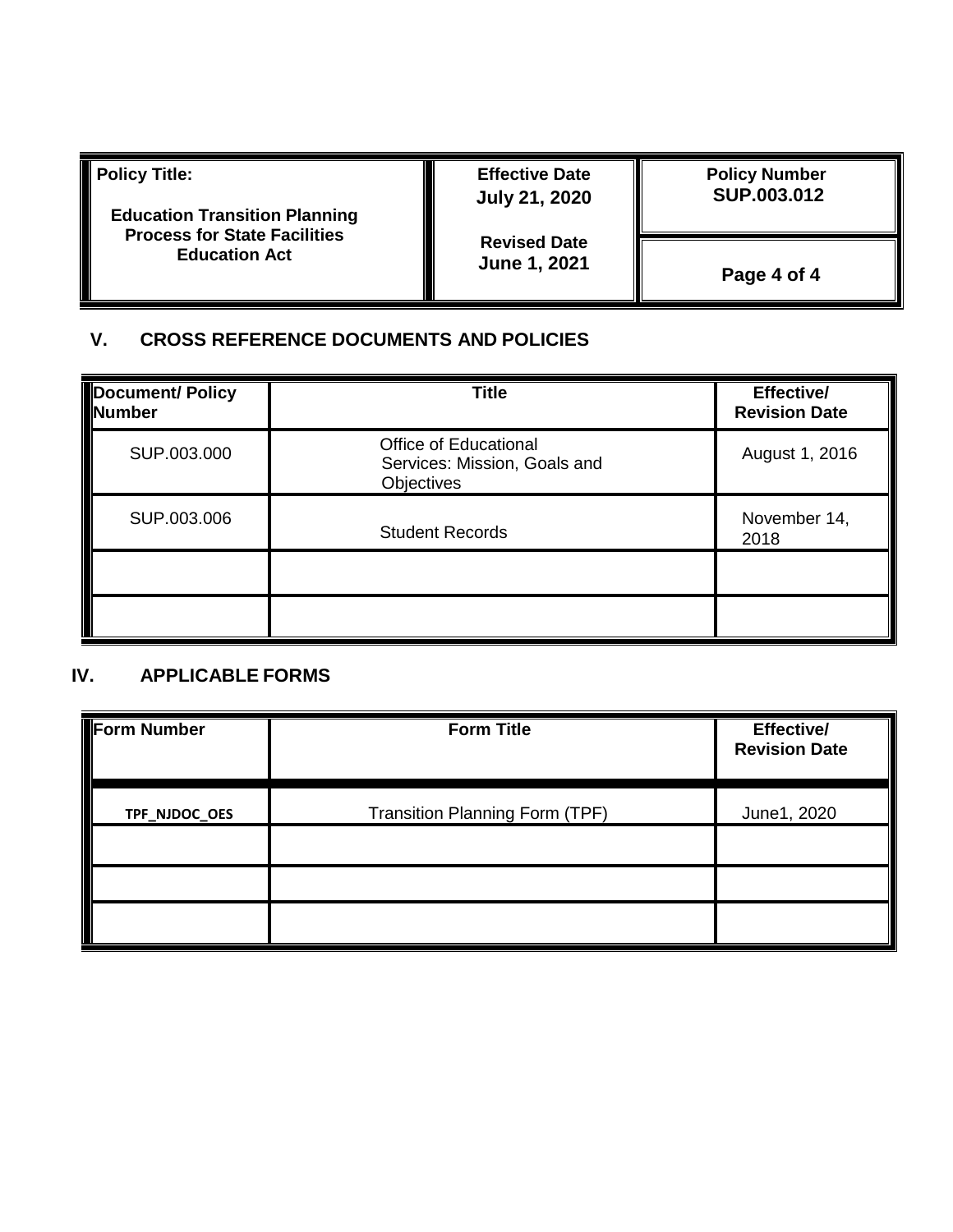| Policy Title: Education Transition Planning Process for State Facilities Education Act | Effective Date July 21, 2020 Revised Date June 1, 2021 | Policy Number SUP.003.012 |
| --- | --- | --- |

## V. CROSS REFERENCE DOCUMENTS AND POLICIES

| Document/ Policy Number | Title | Effective/ Revision Date |
| --- | --- | --- |
| SUP.003.000 | Office of Educational Services: Mission, Goals and Objectives | August 1, 2016 |
| SUP.003.006 | Student Records | November 14, 2018 |
| | | |
| | | |

## IV. APPLICABLE FORMS

| Form Number | Form Title | Effective/ Revision Date |
| --- | --- | --- |
| TPF_NJDOC_OES | Transition Planning Form (TPF) | June1, 2020 |
| | | |
| | | |
| | | |